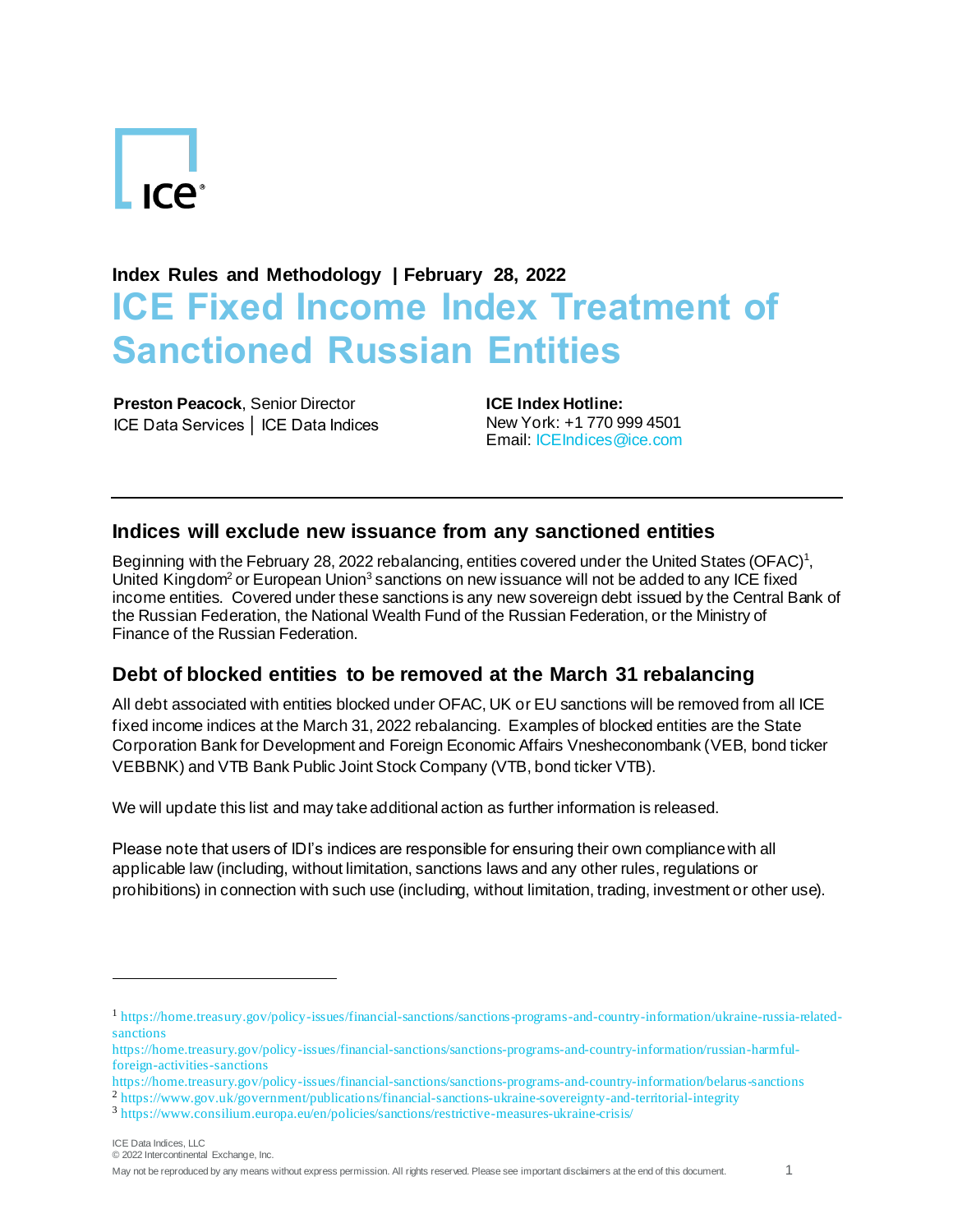**Index Rules and Methodology | February 28, 2022**

# ICE Fixed Income Index Treatment of Sanctioned Russian Entities

**Preston Peacock**, Senior Director
ICE Data Services │ ICE Data Indices

**ICE Index Hotline:**
New York: +1 770 999 4501
Email: ICEIndices@ice.com

## Indices will exclude new issuance from any sanctioned entities

Beginning with the February 28, 2022 rebalancing, entities covered under the United States (OFAC)[1], United Kingdom[2] or European Union[3] sanctions on new issuance will not be added to any ICE fixed income entities. Covered under these sanctions is any new sovereign debt issued by the Central Bank of the Russian Federation, the National Wealth Fund of the Russian Federation, or the Ministry of Finance of the Russian Federation.

## Debt of blocked entities to be removed at the March 31 rebalancing

All debt associated with entities blocked under OFAC, UK or EU sanctions will be removed from all ICE fixed income indices at the March 31, 2022 rebalancing. Examples of blocked entities are the State Corporation Bank for Development and Foreign Economic Affairs Vnesheconombank (VEB, bond ticker VEBBNK) and VTB Bank Public Joint Stock Company (VTB, bond ticker VTB).

We will update this list and may take additional action as further information is released.

Please note that users of IDI's indices are responsible for ensuring their own compliance with all applicable law (including, without limitation, sanctions laws and any other rules, regulations or prohibitions) in connection with such use (including, without limitation, trading, investment or other use).

---

[1] https://home.treasury.gov/policy-issues/financial-sanctions/sanctions-programs-and-country-information/ukraine-russia-related-sanctions
https://home.treasury.gov/policy-issues/financial-sanctions/sanctions-programs-and-country-information/russian-harmful-foreign-activities-sanctions
https://home.treasury.gov/policy-issues/financial-sanctions/sanctions-programs-and-country-information/belarus-sanctions

[2] https://www.gov.uk/government/publications/financial-sanctions-ukraine-sovereignty-and-territorial-integrity

[3] https://www.consilium.europa.eu/en/policies/sanctions/restrictive-measures-ukraine-crisis/

ICE Data Indices, LLC
© 2022 Intercontinental Exchange, Inc.
May not be reproduced by any means without express permission. All rights reserved. Please see important disclaimers at the end of this document.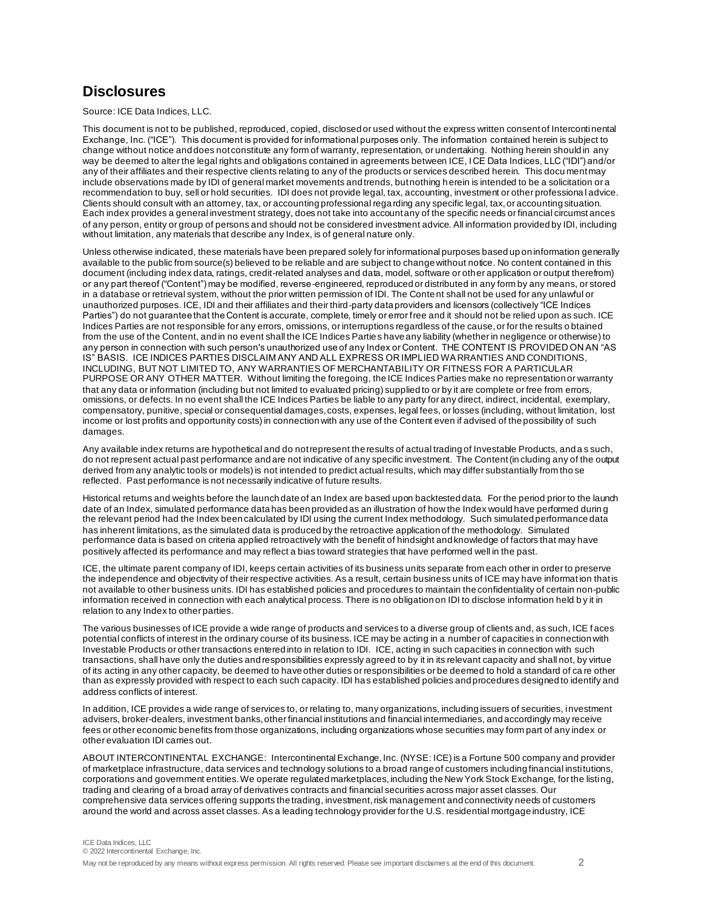## Disclosures

Source: ICE Data Indices, LLC.

This document is not to be published, reproduced, copied, disclosed or used without the express written consent of Intercontinental Exchange, Inc. ("ICE"). This document is provided for informational purposes only. The information contained herein is subject to change without notice and does not constitute any form of warranty, representation, or undertaking. Nothing herein should in any way be deemed to alter the legal rights and obligations contained in agreements between ICE, ICE Data Indices, LLC ("IDI") and/or any of their affiliates and their respective clients relating to any of the products or services described herein. This document may include observations made by IDI of general market movements and trends, but nothing herein is intended to be a solicitation or a recommendation to buy, sell or hold securities. IDI does not provide legal, tax, accounting, investment or other professional advice. Clients should consult with an attorney, tax, or accounting professional regarding any specific legal, tax, or accounting situation. Each index provides a general investment strategy, does not take into account any of the specific needs or financial circumstances of any person, entity or group of persons and should not be considered investment advice. All information provided by IDI, including without limitation, any materials that describe any Index, is of general nature only.

Unless otherwise indicated, these materials have been prepared solely for informational purposes based up on information generally available to the public from source(s) believed to be reliable and are subject to change without notice. No content contained in this document (including index data, ratings, credit-related analyses and data, model, software or other application or output therefrom) or any part thereof ("Content") may be modified, reverse-engineered, reproduced or distributed in any form by any means, or stored in a database or retrieval system, without the prior written permission of IDI. The Content shall not be used for any unlawful or unauthorized purposes. ICE, IDI and their affiliates and their third-party data providers and licensors (collectively "ICE Indices Parties") do not guarantee that the Content is accurate, complete, timely or error free and it should not be relied upon as such. ICE Indices Parties are not responsible for any errors, omissions, or interruptions regardless of the cause, or for the results obtained from the use of the Content, and in no event shall the ICE Indices Parties have any liability (whether in negligence or otherwise) to any person in connection with such person's unauthorized use of any Index or Content. THE CONTENT IS PROVIDED ON AN "AS IS" BASIS. ICE INDICES PARTIES DISCLAIM ANY AND ALL EXPRESS OR IMPLIED WARRANTIES AND CONDITIONS, INCLUDING, BUT NOT LIMITED TO, ANY WARRANTIES OF MERCHANTABILITY OR FITNESS FOR A PARTICULAR PURPOSE OR ANY OTHER MATTER. Without limiting the foregoing, the ICE Indices Parties make no representation or warranty that any data or information (including but not limited to evaluated pricing) supplied to or by it are complete or free from errors, omissions, or defects. In no event shall the ICE Indices Parties be liable to any party for any direct, indirect, incidental, exemplary, compensatory, punitive, special or consequential damages, costs, expenses, legal fees, or losses (including, without limitation, lost income or lost profits and opportunity costs) in connection with any use of the Content even if advised of the possibility of such damages.

Any available index returns are hypothetical and do not represent the results of actual trading of Investable Products, and as such, do not represent actual past performance and are not indicative of any specific investment. The Content (including any of the output derived from any analytic tools or models) is not intended to predict actual results, which may differ substantially from those reflected. Past performance is not necessarily indicative of future results.

Historical returns and weights before the launch date of an Index are based upon backtested data. For the period prior to the launch date of an Index, simulated performance data has been provided as an illustration of how the Index would have performed during the relevant period had the Index been calculated by IDI using the current Index methodology. Such simulated performance data has inherent limitations, as the simulated data is produced by the retroactive application of the methodology. Simulated performance data is based on criteria applied retroactively with the benefit of hindsight and knowledge of factors that may have positively affected its performance and may reflect a bias toward strategies that have performed well in the past.

ICE, the ultimate parent company of IDI, keeps certain activities of its business units separate from each other in order to preserve the independence and objectivity of their respective activities. As a result, certain business units of ICE may have information that is not available to other business units. IDI has established policies and procedures to maintain the confidentiality of certain non-public information received in connection with each analytical process. There is no obligation on IDI to disclose information held by it in relation to any Index to other parties.

The various businesses of ICE provide a wide range of products and services to a diverse group of clients and, as such, ICE faces potential conflicts of interest in the ordinary course of its business. ICE may be acting in a number of capacities in connection with Investable Products or other transactions entered into in relation to IDI. ICE, acting in such capacities in connection with such transactions, shall have only the duties and responsibilities expressly agreed to by it in its relevant capacity and shall not, by virtue of its acting in any other capacity, be deemed to have other duties or responsibilities or be deemed to hold a standard of care other than as expressly provided with respect to each such capacity. IDI has established policies and procedures designed to identify and address conflicts of interest.

In addition, ICE provides a wide range of services to, or relating to, many organizations, including issuers of securities, investment advisers, broker-dealers, investment banks, other financial institutions and financial intermediaries, and accordingly may receive fees or other economic benefits from those organizations, including organizations whose securities may form part of any index or other evaluation IDI carries out.

ABOUT INTERCONTINENTAL EXCHANGE: Intercontinental Exchange, Inc. (NYSE: ICE) is a Fortune 500 company and provider of marketplace infrastructure, data services and technology solutions to a broad range of customers including financial institutions, corporations and government entities. We operate regulated marketplaces, including the New York Stock Exchange, for the listing, trading and clearing of a broad array of derivatives contracts and financial securities across major asset classes. Our comprehensive data services offering supports the trading, investment, risk management and connectivity needs of customers around the world and across asset classes. As a leading technology provider for the U.S. residential mortgage industry, ICE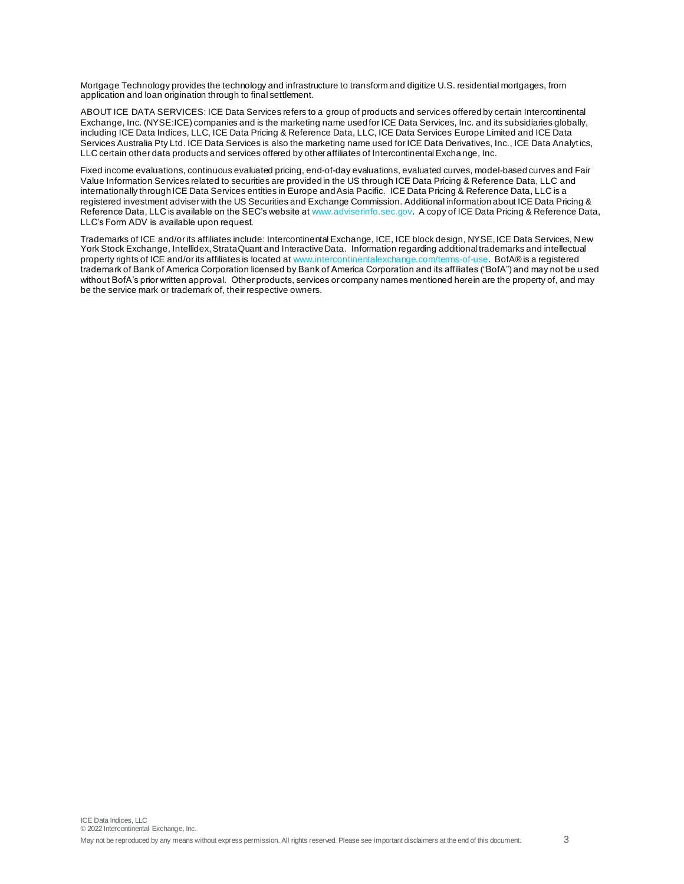Mortgage Technology provides the technology and infrastructure to transform and digitize U.S. residential mortgages, from application and loan origination through to final settlement.

ABOUT ICE DATA SERVICES: ICE Data Services refers to a group of products and services offered by certain Intercontinental Exchange, Inc. (NYSE:ICE) companies and is the marketing name used for ICE Data Services, Inc. and its subsidiaries globally, including ICE Data Indices, LLC, ICE Data Pricing & Reference Data, LLC, ICE Data Services Europe Limited and ICE Data Services Australia Pty Ltd. ICE Data Services is also the marketing name used for ICE Data Derivatives, Inc., ICE Data Analytics, LLC certain other data products and services offered by other affiliates of Intercontinental Exchange, Inc.

Fixed income evaluations, continuous evaluated pricing, end-of-day evaluations, evaluated curves, model-based curves and Fair Value Information Services related to securities are provided in the US through ICE Data Pricing & Reference Data, LLC and internationally through ICE Data Services entities in Europe and Asia Pacific. ICE Data Pricing & Reference Data, LLC is a registered investment adviser with the US Securities and Exchange Commission. Additional information about ICE Data Pricing & Reference Data, LLC is available on the SEC's website at www.adviserinfo.sec.gov. A copy of ICE Data Pricing & Reference Data, LLC's Form ADV is available upon request.

Trademarks of ICE and/or its affiliates include: Intercontinental Exchange, ICE, ICE block design, NYSE, ICE Data Services, New York Stock Exchange, Intellidex, StrataQuant and Interactive Data. Information regarding additional trademarks and intellectual property rights of ICE and/or its affiliates is located at www.intercontinentalexchange.com/terms-of-use. BofA® is a registered trademark of Bank of America Corporation licensed by Bank of America Corporation and its affiliates ("BofA") and may not be used without BofA's prior written approval. Other products, services or company names mentioned herein are the property of, and may be the service mark or trademark of, their respective owners.